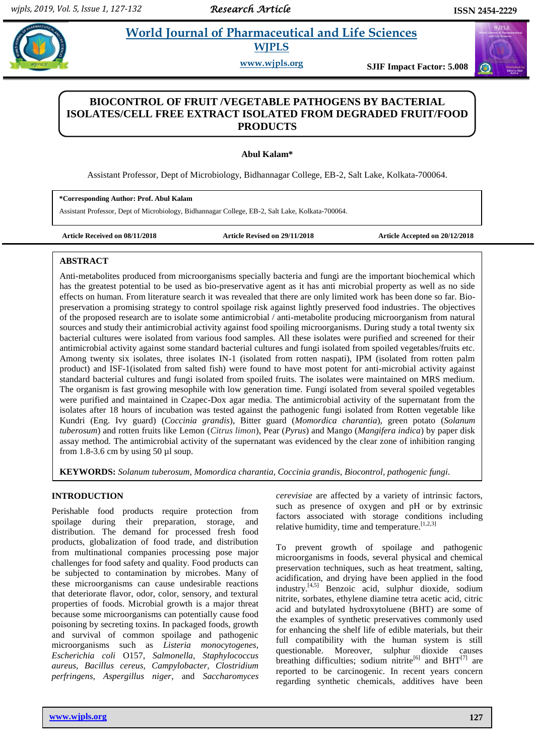# BIOCONTROL OF FRUIT /VEGETABLE PATHOGENS BY BACTERIAL ISOLATES/CELL FREE EXTRACT ISOLATED FROM DEGRADED FRUIT/FOOD PRODUCTS

**Abul Kalam***

Assistant Professor, Dept of Microbiology, Bidhannagar College, EB-2, Salt Lake, Kolkata-700064.

**\*Corresponding Author: Prof. Abul Kalam**

Assistant Professor, Dept of Microbiology, Bidhannagar College, EB-2, Salt Lake, Kolkata-700064.

**Article Received on 08/11/2018** **Article Revised on 29/11/2018** **Article Accepted on 20/12/2018**

## ABSTRACT

Anti-metabolites produced from microorganisms specially bacteria and fungi are the important biochemical which has the greatest potential to be used as bio-preservative agent as it has anti microbial property as well as no side effects on human. From literature search it was revealed that there are only limited work has been done so far. Bio-preservation a promising strategy to control spoilage risk against lightly preserved food industries. The objectives of the proposed research are to isolate some antimicrobial / anti-metabolite producing microorganism from natural sources and study their antimicrobial activity against food spoiling microorganisms. During study a total twenty six bacterial cultures were isolated from various food samples. All these isolates were purified and screened for their antimicrobial activity against some standard bacterial cultures and fungi isolated from spoiled vegetables/fruits etc. Among twenty six isolates, three isolates IN-1 (isolated from rotten naspati), IPM (isolated from rotten palm product) and ISF-1(isolated from salted fish) were found to have most potent for anti-microbial activity against standard bacterial cultures and fungi isolated from spoiled fruits. The isolates were maintained on MRS medium. The organism is fast growing mesophile with low generation time. Fungi isolated from several spoiled vegetables were purified and maintained in Czapec-Dox agar media. The antimicrobial activity of the supernatant from the isolates after 18 hours of incubation was tested against the pathogenic fungi isolated from Rotten vegetable like Kundri (Eng. Ivy guard) (*Coccinia grandis*), Bitter guard (*Momordica charantia*), green potato (*Solanum tuberosum*) and rotten fruits like Lemon (*Citrus limon*), Pear (*Pyrus*) and Mango (*Mangifera indica*) by paper disk assay method. The antimicrobial activity of the supernatant was evidenced by the clear zone of inhibition ranging from 1.8-3.6 cm by using 50 µl soup.

**KEYWORDS:** *Solanum tuberosum, Momordica charantia, Coccinia grandis, Biocontrol, pathogenic fungi.*

## INTRODUCTION

Perishable food products require protection from spoilage during their preparation, storage, and distribution. The demand for processed fresh food products, globalization of food trade, and distribution from multinational companies processing pose major challenges for food safety and quality. Food products can be subjected to contamination by microbes. Many of these microorganisms can cause undesirable reactions that deteriorate flavor, odor, color, sensory, and textural properties of foods. Microbial growth is a major threat because some microorganisms can potentially cause food poisoning by secreting toxins. In packaged foods, growth and survival of common spoilage and pathogenic microorganisms such as *Listeria monocytogenes, Escherichia coli* O157, *Salmonella, Staphylococcus aureus, Bacillus cereus, Campylobacter, Clostridium perfringens, Aspergillus niger*, and *Saccharomyces cerevisiae* are affected by a variety of intrinsic factors, such as presence of oxygen and pH or by extrinsic factors associated with storage conditions including relative humidity, time and temperature.[1,2,3]

To prevent growth of spoilage and pathogenic microorganisms in foods, several physical and chemical preservation techniques, such as heat treatment, salting, acidification, and drying have been applied in the food industry.[4,5] Benzoic acid, sulphur dioxide, sodium nitrite, sorbates, ethylene diamine tetra acetic acid, citric acid and butylated hydroxytoluene (BHT) are some of the examples of synthetic preservatives commonly used for enhancing the shelf life of edible materials, but their full compatibility with the human system is still questionable. Moreover, sulphur dioxide causes breathing difficulties; sodium nitrite[6] and BHT[7] are reported to be carcinogenic. In recent years concern regarding synthetic chemicals, additives have been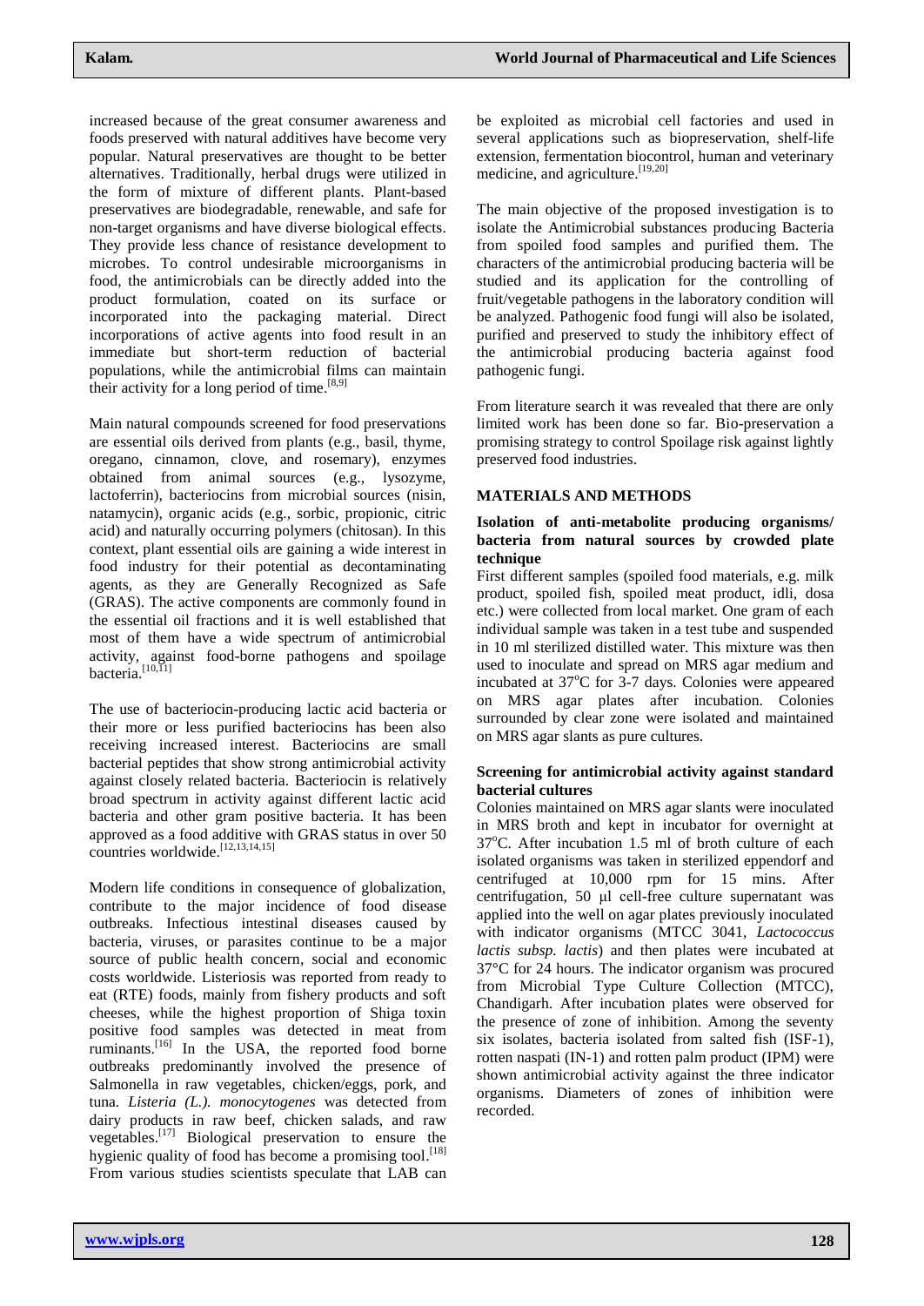increased because of the great consumer awareness and foods preserved with natural additives have become very popular. Natural preservatives are thought to be better alternatives. Traditionally, herbal drugs were utilized in the form of mixture of different plants. Plant-based preservatives are biodegradable, renewable, and safe for non-target organisms and have diverse biological effects. They provide less chance of resistance development to microbes. To control undesirable microorganisms in food, the antimicrobials can be directly added into the product formulation, coated on its surface or incorporated into the packaging material. Direct incorporations of active agents into food result in an immediate but short-term reduction of bacterial populations, while the antimicrobial films can maintain their activity for a long period of time.[8,9]

Main natural compounds screened for food preservations are essential oils derived from plants (e.g., basil, thyme, oregano, cinnamon, clove, and rosemary), enzymes obtained from animal sources (e.g., lysozyme, lactoferrin), bacteriocins from microbial sources (nisin, natamycin), organic acids (e.g., sorbic, propionic, citric acid) and naturally occurring polymers (chitosan). In this context, plant essential oils are gaining a wide interest in food industry for their potential as decontaminating agents, as they are Generally Recognized as Safe (GRAS). The active components are commonly found in the essential oil fractions and it is well established that most of them have a wide spectrum of antimicrobial activity, against food-borne pathogens and spoilage bacteria.[10,11]

The use of bacteriocin-producing lactic acid bacteria or their more or less purified bacteriocins has been also receiving increased interest. Bacteriocins are small bacterial peptides that show strong antimicrobial activity against closely related bacteria. Bacteriocin is relatively broad spectrum in activity against different lactic acid bacteria and other gram positive bacteria. It has been approved as a food additive with GRAS status in over 50 countries worldwide.[12,13,14,15]

Modern life conditions in consequence of globalization, contribute to the major incidence of food disease outbreaks. Infectious intestinal diseases caused by bacteria, viruses, or parasites continue to be a major source of public health concern, social and economic costs worldwide. Listeriosis was reported from ready to eat (RTE) foods, mainly from fishery products and soft cheeses, while the highest proportion of Shiga toxin positive food samples was detected in meat from ruminants.[16] In the USA, the reported food borne outbreaks predominantly involved the presence of Salmonella in raw vegetables, chicken/eggs, pork, and tuna. *Listeria (L.). monocytogenes* was detected from dairy products in raw beef, chicken salads, and raw vegetables.[17] Biological preservation to ensure the hygienic quality of food has become a promising tool.[18] From various studies scientists speculate that LAB can be exploited as microbial cell factories and used in several applications such as biopreservation, shelf-life extension, fermentation biocontrol, human and veterinary medicine, and agriculture.[19,20]

The main objective of the proposed investigation is to isolate the Antimicrobial substances producing Bacteria from spoiled food samples and purified them. The characters of the antimicrobial producing bacteria will be studied and its application for the controlling of fruit/vegetable pathogens in the laboratory condition will be analyzed. Pathogenic food fungi will also be isolated, purified and preserved to study the inhibitory effect of the antimicrobial producing bacteria against food pathogenic fungi.

From literature search it was revealed that there are only limited work has been done so far. Bio-preservation a promising strategy to control Spoilage risk against lightly preserved food industries.

## MATERIALS AND METHODS

### Isolation of anti-metabolite producing organisms/ bacteria from natural sources by crowded plate technique

First different samples (spoiled food materials, e.g. milk product, spoiled fish, spoiled meat product, idli, dosa etc.) were collected from local market. One gram of each individual sample was taken in a test tube and suspended in 10 ml sterilized distilled water. This mixture was then used to inoculate and spread on MRS agar medium and incubated at 37$^{o}$C for 3-7 days. Colonies were appeared on MRS agar plates after incubation. Colonies surrounded by clear zone were isolated and maintained on MRS agar slants as pure cultures.

### Screening for antimicrobial activity against standard bacterial cultures

Colonies maintained on MRS agar slants were inoculated in MRS broth and kept in incubator for overnight at 37$^{o}$C. After incubation 1.5 ml of broth culture of each isolated organisms was taken in sterilized eppendorf and centrifuged at 10,000 rpm for 15 mins. After centrifugation, 50 μl cell-free culture supernatant was applied into the well on agar plates previously inoculated with indicator organisms (MTCC 3041, *Lactococcus lactis subsp. lactis*) and then plates were incubated at 37°C for 24 hours. The indicator organism was procured from Microbial Type Culture Collection (MTCC), Chandigarh. After incubation plates were observed for the presence of zone of inhibition. Among the seventy six isolates, bacteria isolated from salted fish (ISF-1), rotten naspati (IN-1) and rotten palm product (IPM) were shown antimicrobial activity against the three indicator organisms. Diameters of zones of inhibition were recorded.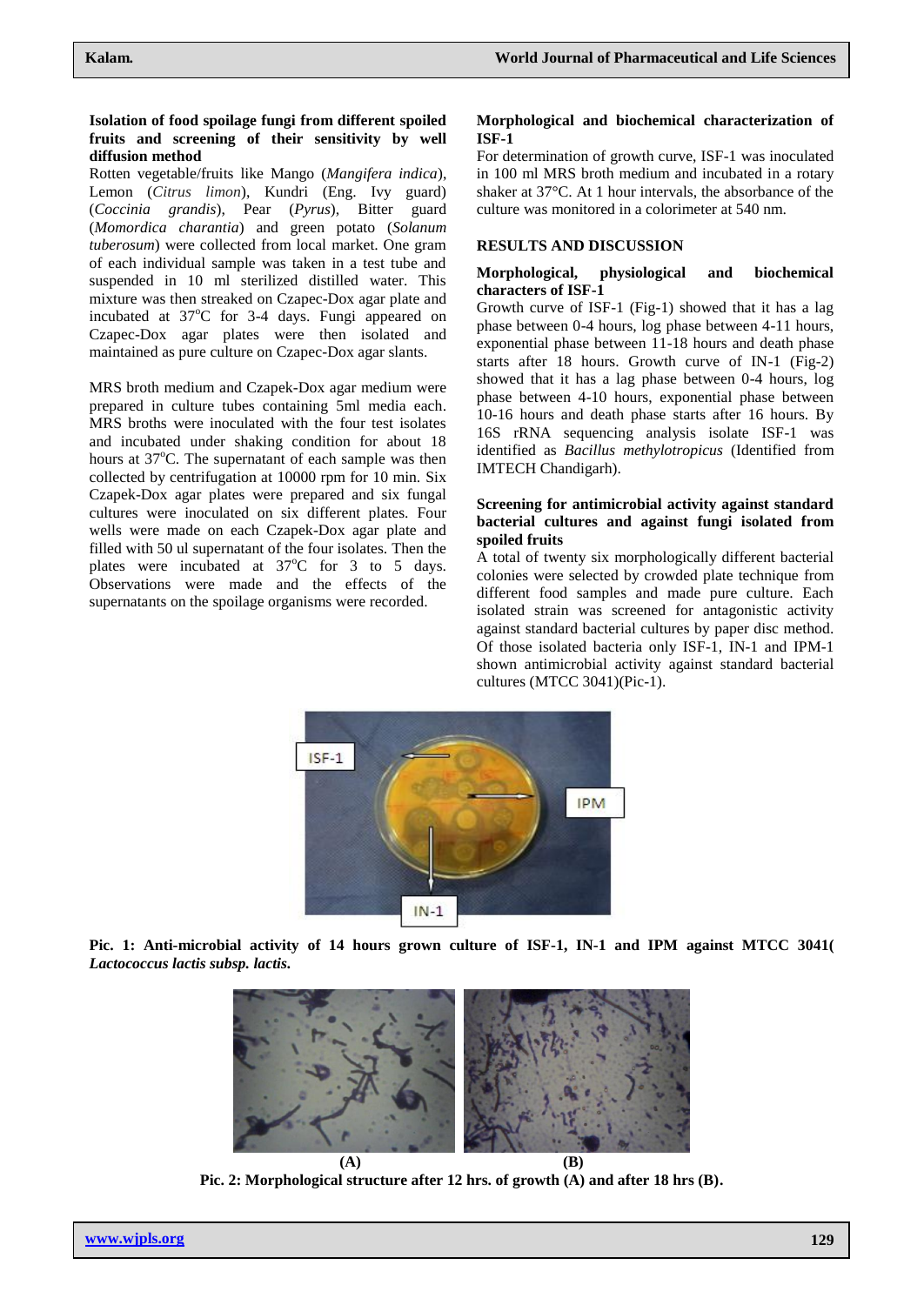**Isolation of food spoilage fungi from different spoiled fruits and screening of their sensitivity by well diffusion method**

Rotten vegetable/fruits like Mango (*Mangifera indica*), Lemon (*Citrus limon*), Kundri (Eng. Ivy guard) (*Coccinia grandis*), Pear (*Pyrus*), Bitter guard (*Momordica charantia*) and green potato (*Solanum tuberosum*) were collected from local market. One gram of each individual sample was taken in a test tube and suspended in 10 ml sterilized distilled water. This mixture was then streaked on Czapec-Dox agar plate and incubated at 37$^o$C for 3-4 days. Fungi appeared on Czapec-Dox agar plates were then isolated and maintained as pure culture on Czapec-Dox agar slants.

MRS broth medium and Czapek-Dox agar medium were prepared in culture tubes containing 5ml media each. MRS broths were inoculated with the four test isolates and incubated under shaking condition for about 18 hours at 37$^o$C. The supernatant of each sample was then collected by centrifugation at 10000 rpm for 10 min. Six Czapek-Dox agar plates were prepared and six fungal cultures were inoculated on six different plates. Four wells were made on each Czapek-Dox agar plate and filled with 50 ul supernatant of the four isolates. Then the plates were incubated at 37$^o$C for 3 to 5 days. Observations were made and the effects of the supernatants on the spoilage organisms were recorded.

**Morphological and biochemical characterization of ISF-1**

For determination of growth curve, ISF-1 was inoculated in 100 ml MRS broth medium and incubated in a rotary shaker at 37°C. At 1 hour intervals, the absorbance of the culture was monitored in a colorimeter at 540 nm.

## RESULTS AND DISCUSSION

**Morphological, physiological and biochemical characters of ISF-1**

Growth curve of ISF-1 (Fig-1) showed that it has a lag phase between 0-4 hours, log phase between 4-11 hours, exponential phase between 11-18 hours and death phase starts after 18 hours. Growth curve of IN-1 (Fig-2) showed that it has a lag phase between 0-4 hours, log phase between 4-10 hours, exponential phase between 10-16 hours and death phase starts after 16 hours. By 16S rRNA sequencing analysis isolate ISF-1 was identified as *Bacillus methylotropicus* (Identified from IMTECH Chandigarh).

**Screening for antimicrobial activity against standard bacterial cultures and against fungi isolated from spoiled fruits**

A total of twenty six morphologically different bacterial colonies were selected by crowded plate technique from different food samples and made pure culture. Each isolated strain was screened for antagonistic activity against standard bacterial cultures by paper disc method. Of those isolated bacteria only ISF-1, IN-1 and IPM-1 shown antimicrobial activity against standard bacterial cultures (MTCC 3041)(Pic-1).

**Pic. 1: Anti-microbial activity of 14 hours grown culture of ISF-1, IN-1 and IPM against MTCC 3041(*Lactococcus lactis subsp. lactis.***

**(A) (B)**

**Pic. 2: Morphological structure after 12 hrs. of growth (A) and after 18 hrs (B).**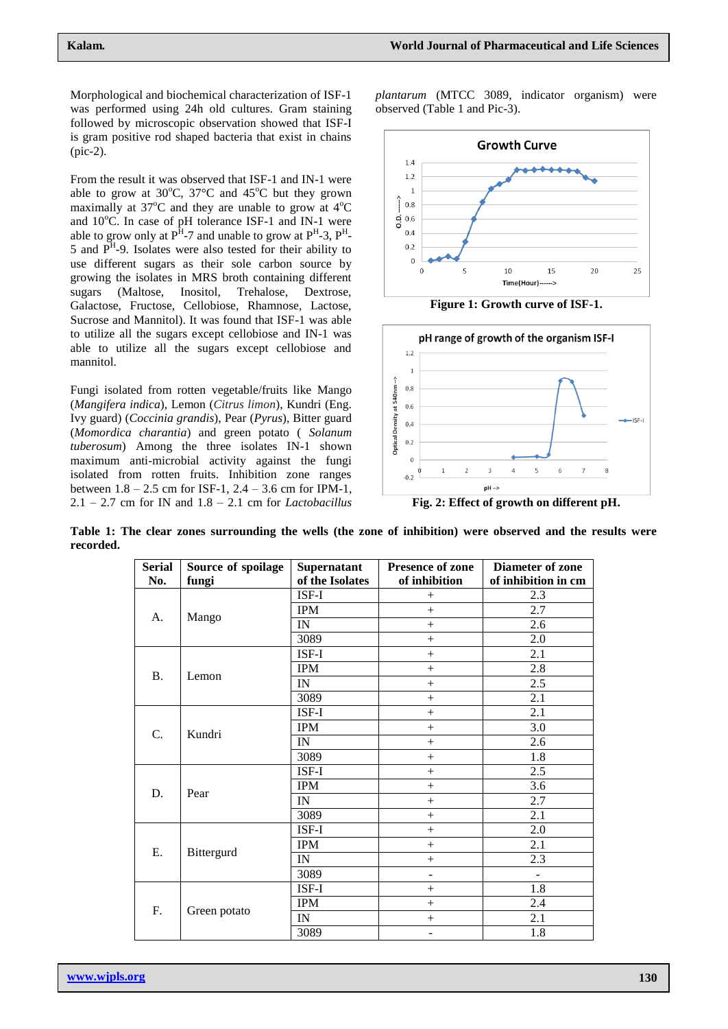Morphological and biochemical characterization of ISF-1 was performed using 24h old cultures. Gram staining followed by microscopic observation showed that ISF-1 is gram positive rod shaped bacteria that exist in chains (pic-2).

From the result it was observed that ISF-1 and IN-1 were able to grow at 30°C, 37°C and 45°C but they grown maximally at 37°C and they are unable to grow at 4°C and 10°C. In case of pH tolerance ISF-1 and IN-1 were able to grow only at $P^H$-7 and unable to grow at $P^H$-3, $P^H$-5 and $P^H$-9. Isolates were also tested for their ability to use different sugars as their sole carbon source by growing the isolates in MRS broth containing different sugars (Maltose, Inositol, Trehalose, Dextrose, Galactose, Fructose, Cellobiose, Rhamnose, Lactose, Sucrose and Mannitol). It was found that ISF-1 was able to utilize all the sugars except cellobiose and IN-1 was able to utilize all the sugars except cellobiose and mannitol.

Fungi isolated from rotten vegetable/fruits like Mango (*Mangifera indica*), Lemon (*Citrus limon*), Kundri (Eng. Ivy guard) (*Coccinia grandis*), Pear (*Pyrus*), Bitter guard (*Momordica charantia*) and green potato ( *Solanum tuberosum*) Among the three isolates IN-1 shown maximum anti-microbial activity against the fungi isolated from rotten fruits. Inhibition zone ranges between 1.8 – 2.5 cm for ISF-1, 2.4 – 3.6 cm for IPM-1, 2.1 – 2.7 cm for IN and 1.8 – 2.1 cm for *Lactobacillus plantarum* (MTCC 3089, indicator organism) were observed (Table 1 and Pic-3).

**Figure 1: Growth curve of ISF-1.**

**Fig. 2: Effect of growth on different pH.**

**Table 1: The clear zones surrounding the wells (the zone of inhibition) were observed and the results were recorded.**

| Serial No. | Source of spoilage fungi | Supernatant of the Isolates | Presence of zone of inhibition | Diameter of zone of inhibition in cm |
|---|---|---|---|---|
| A. | Mango | ISF-I | + | 2.3 |
| | | IPM | + | 2.7 |
| | | IN | + | 2.6 |
| | | 3089 | + | 2.0 |
| B. | Lemon | ISF-I | + | 2.1 |
| | | IPM | + | 2.8 |
| | | IN | + | 2.5 |
| | | 3089 | + | 2.1 |
| C. | Kundri | ISF-I | + | 2.1 |
| | | IPM | + | 3.0 |
| | | IN | + | 2.6 |
| | | 3089 | + | 1.8 |
| D. | Pear | ISF-I | + | 2.5 |
| | | IPM | + | 3.6 |
| | | IN | + | 2.7 |
| | | 3089 | + | 2.1 |
| E. | Bittergurd | ISF-I | + | 2.0 |
| | | IPM | + | 2.1 |
| | | IN | + | 2.3 |
| | | 3089 | - | - |
| F. | Green potato | ISF-I | + | 1.8 |
| | | IPM | + | 2.4 |
| | | IN | + | 2.1 |
| | | 3089 | - | 1.8 |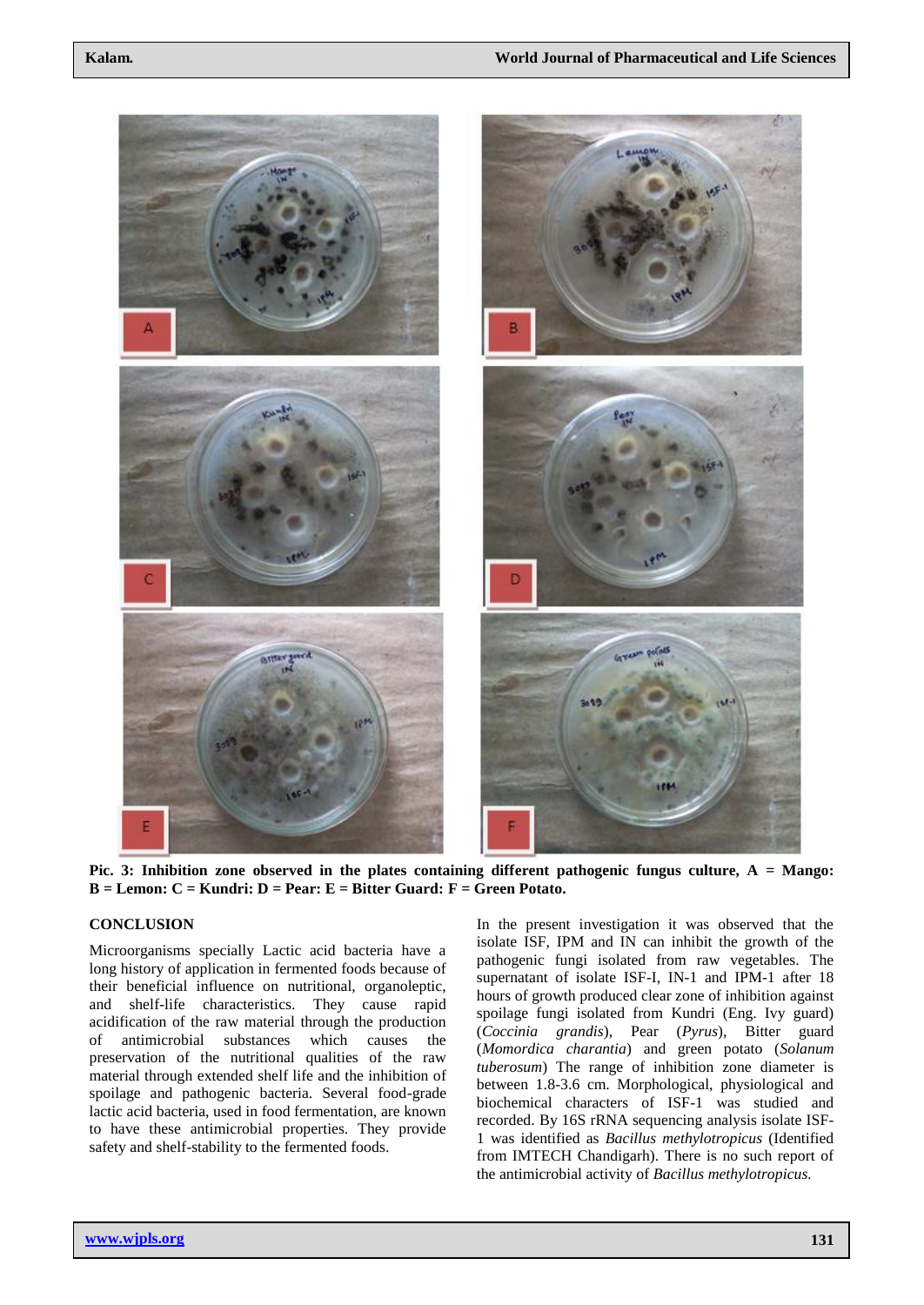**Pic. 3: Inhibition zone observed in the plates containing different pathogenic fungus culture, A = Mango: B = Lemon: C = Kundri: D = Pear: E = Bitter Guard: F = Green Potato.**

## CONCLUSION

Microorganisms specially Lactic acid bacteria have a long history of application in fermented foods because of their beneficial influence on nutritional, organoleptic, and shelf-life characteristics. They cause rapid acidification of the raw material through the production of antimicrobial substances which causes the preservation of the nutritional qualities of the raw material through extended shelf life and the inhibition of spoilage and pathogenic bacteria. Several food-grade lactic acid bacteria, used in food fermentation, are known to have these antimicrobial properties. They provide safety and shelf-stability to the fermented foods.

In the present investigation it was observed that the isolate ISF, IPM and IN can inhibit the growth of the pathogenic fungi isolated from raw vegetables. The supernatant of isolate ISF-I, IN-1 and IPM-1 after 18 hours of growth produced clear zone of inhibition against spoilage fungi isolated from Kundri (Eng. Ivy guard) (*Coccinia grandis*), Pear (*Pyrus*), Bitter guard (*Momordica charantia*) and green potato (*Solanum tuberosum*) The range of inhibition zone diameter is between 1.8-3.6 cm. Morphological, physiological and biochemical characters of ISF-1 was studied and recorded. By 16S rRNA sequencing analysis isolate ISF-1 was identified as *Bacillus methylotropicus* (Identified from IMTECH Chandigarh). There is no such report of the antimicrobial activity of *Bacillus methylotropicus.*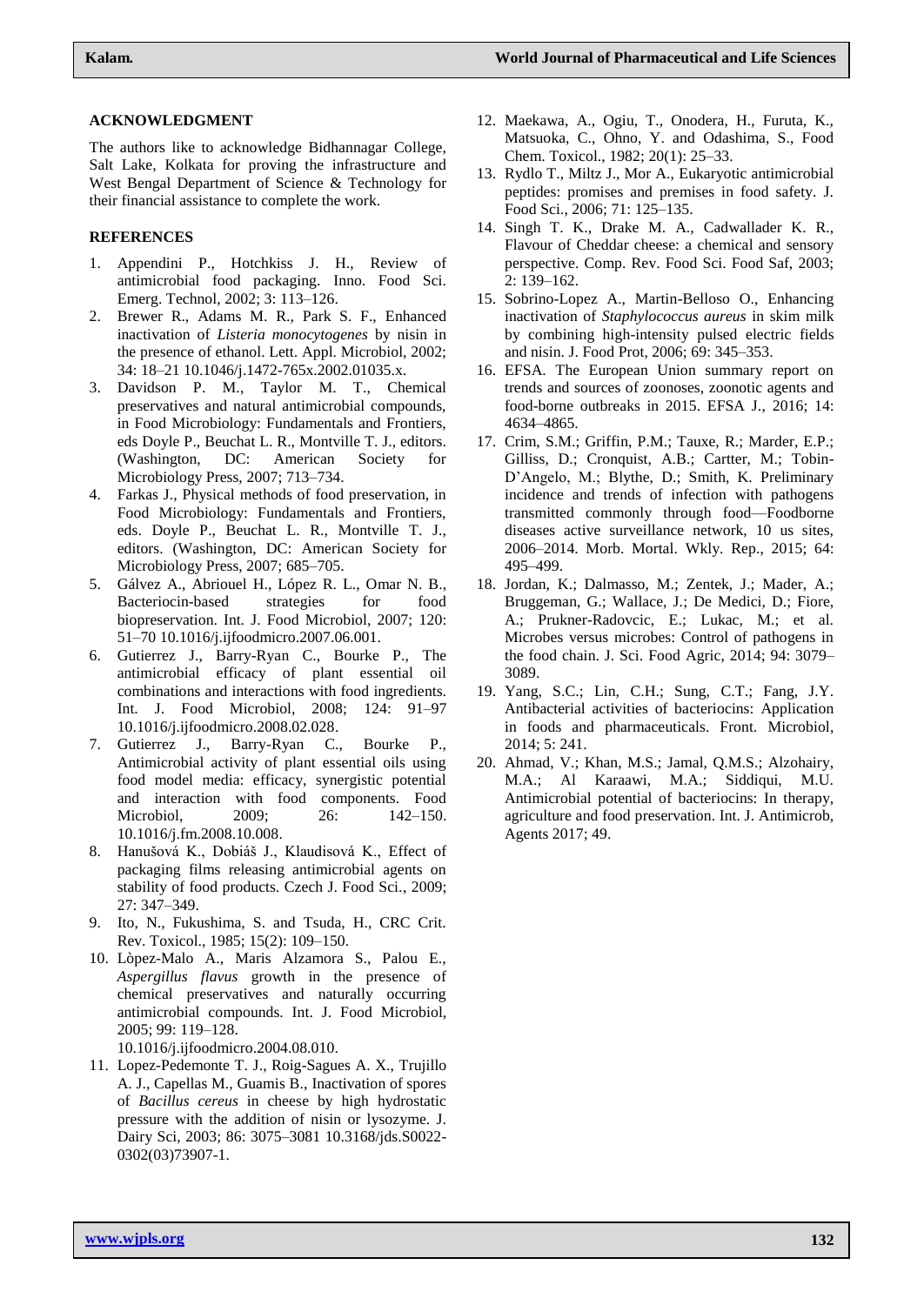## ACKNOWLEDGMENT

The authors like to acknowledge Bidhannagar College, Salt Lake, Kolkata for proving the infrastructure and West Bengal Department of Science & Technology for their financial assistance to complete the work.

## REFERENCES

1. Appendini P., Hotchkiss J. H., Review of antimicrobial food packaging. Inno. Food Sci. Emerg. Technol, 2002; 3: 113–126.
2. Brewer R., Adams M. R., Park S. F., Enhanced inactivation of *Listeria monocytogenes* by nisin in the presence of ethanol. Lett. Appl. Microbiol, 2002; 34: 18–21 10.1046/j.1472-765x.2002.01035.x.
3. Davidson P. M., Taylor M. T., Chemical preservatives and natural antimicrobial compounds, in Food Microbiology: Fundamentals and Frontiers, eds Doyle P., Beuchat L. R., Montville T. J., editors. (Washington, DC: American Society for Microbiology Press, 2007; 713–734.
4. Farkas J., Physical methods of food preservation, in Food Microbiology: Fundamentals and Frontiers, eds. Doyle P., Beuchat L. R., Montville T. J., editors. (Washington, DC: American Society for Microbiology Press, 2007; 685–705.
5. Gálvez A., Abriouel H., López R. L., Omar N. B., Bacteriocin-based strategies for food biopreservation. Int. J. Food Microbiol, 2007; 120: 51–70 10.1016/j.ijfoodmicro.2007.06.001.
6. Gutierrez J., Barry-Ryan C., Bourke P., The antimicrobial efficacy of plant essential oil combinations and interactions with food ingredients. Int. J. Food Microbiol, 2008; 124: 91–97 10.1016/j.ijfoodmicro.2008.02.028.
7. Gutierrez J., Barry-Ryan C., Bourke P., Antimicrobial activity of plant essential oils using food model media: efficacy, synergistic potential and interaction with food components. Food Microbiol, 2009; 26: 142–150. 10.1016/j.fm.2008.10.008.
8. Hanušová K., Dobiáš J., Klaudisová K., Effect of packaging films releasing antimicrobial agents on stability of food products. Czech J. Food Sci., 2009; 27: 347–349.
9. Ito, N., Fukushima, S. and Tsuda, H., CRC Crit. Rev. Toxicol., 1985; 15(2): 109–150.
10. Lòpez-Malo A., Maris Alzamora S., Palou E., *Aspergillus flavus* growth in the presence of chemical preservatives and naturally occurring antimicrobial compounds. Int. J. Food Microbiol, 2005; 99: 119–128. 10.1016/j.ijfoodmicro.2004.08.010.
11. Lopez-Pedemonte T. J., Roig-Sagues A. X., Trujillo A. J., Capellas M., Guamis B., Inactivation of spores of *Bacillus cereus* in cheese by high hydrostatic pressure with the addition of nisin or lysozyme. J. Dairy Sci, 2003; 86: 3075–3081 10.3168/jds.S0022-0302(03)73907-1.
12. Maekawa, A., Ogiu, T., Onodera, H., Furuta, K., Matsuoka, C., Ohno, Y. and Odashima, S., Food Chem. Toxicol., 1982; 20(1): 25–33.
13. Rydlo T., Miltz J., Mor A., Eukaryotic antimicrobial peptides: promises and premises in food safety. J. Food Sci., 2006; 71: 125–135.
14. Singh T. K., Drake M. A., Cadwallader K. R., Flavour of Cheddar cheese: a chemical and sensory perspective. Comp. Rev. Food Sci. Food Saf, 2003; 2: 139–162.
15. Sobrino-Lopez A., Martin-Belloso O., Enhancing inactivation of *Staphylococcus aureus* in skim milk by combining high-intensity pulsed electric fields and nisin. J. Food Prot, 2006; 69: 345–353.
16. EFSA. The European Union summary report on trends and sources of zoonoses, zoonotic agents and food-borne outbreaks in 2015. EFSA J., 2016; 14: 4634–4865.
17. Crim, S.M.; Griffin, P.M.; Tauxe, R.; Marder, E.P.; Gilliss, D.; Cronquist, A.B.; Cartter, M.; Tobin-D'Angelo, M.; Blythe, D.; Smith, K. Preliminary incidence and trends of infection with pathogens transmitted commonly through food—Foodborne diseases active surveillance network, 10 us sites, 2006–2014. Morb. Mortal. Wkly. Rep., 2015; 64: 495–499.
18. Jordan, K.; Dalmasso, M.; Zentek, J.; Mader, A.; Bruggeman, G.; Wallace, J.; De Medici, D.; Fiore, A.; Prukner-Radovcic, E.; Lukac, M.; et al. Microbes versus microbes: Control of pathogens in the food chain. J. Sci. Food Agric, 2014; 94: 3079–3089.
19. Yang, S.C.; Lin, C.H.; Sung, C.T.; Fang, J.Y. Antibacterial activities of bacteriocins: Application in foods and pharmaceuticals. Front. Microbiol, 2014; 5: 241.
20. Ahmad, V.; Khan, M.S.; Jamal, Q.M.S.; Alzohairy, M.A.; Al Karaawi, M.A.; Siddiqui, M.U. Antimicrobial potential of bacteriocins: In therapy, agriculture and food preservation. Int. J. Antimicrob, Agents 2017; 49.